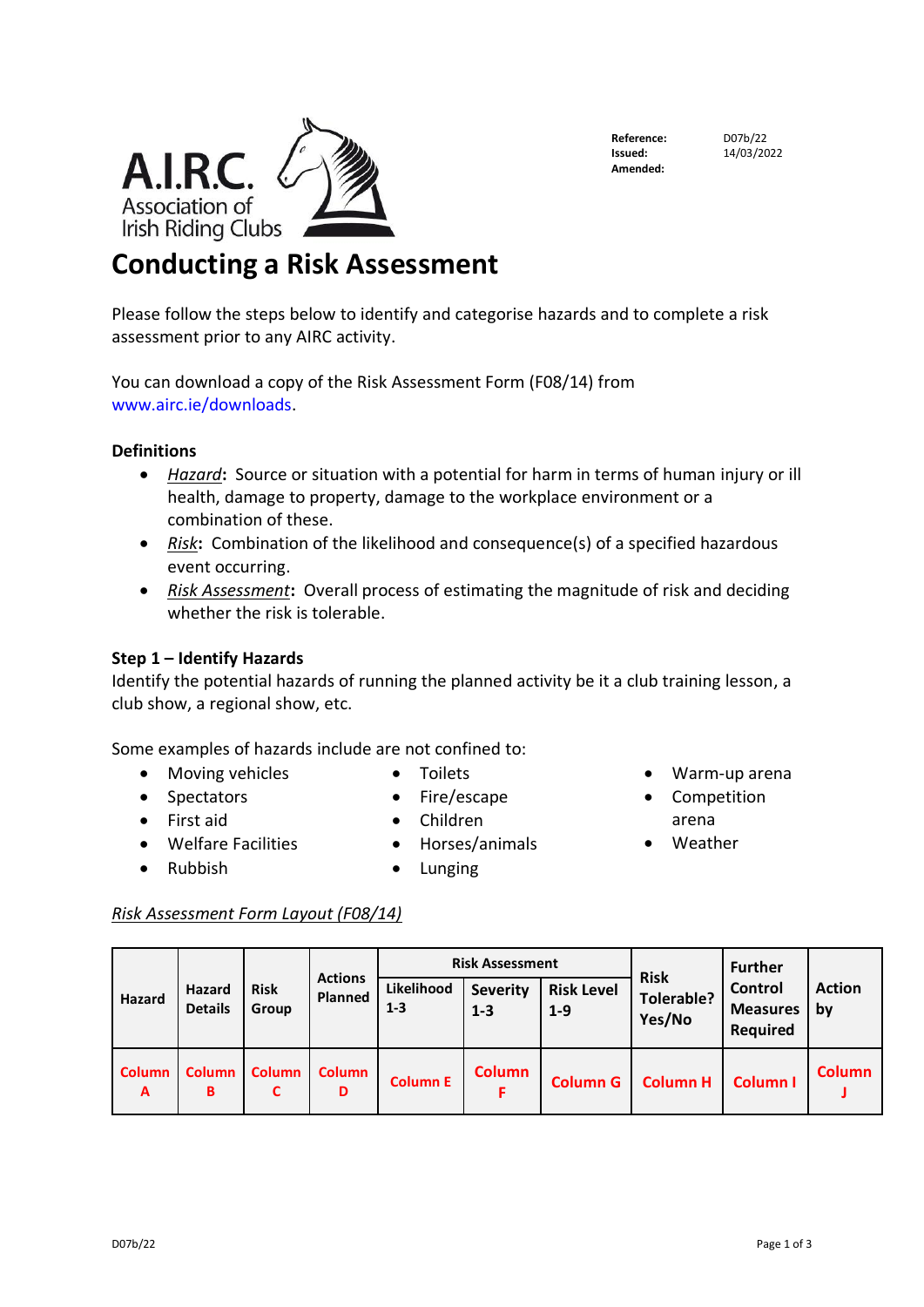A.I.R.C. Association of Irish Riding Clubs

| | |
|---|---|
| **Reference:** | D07b/22 |
| **Issued:** | 14/03/2022 |
| **Amended:** | |

# Conducting a Risk Assessment

Please follow the steps below to identify and categorise hazards and to complete a risk assessment prior to any AIRC activity.

You can download a copy of the Risk Assessment Form (F08/14) from www.airc.ie/downloads.

### Definitions

- ***Hazard*:** Source or situation with a potential for harm in terms of human injury or ill health, damage to property, damage to the workplace environment or a combination of these.
- ***Risk*:** Combination of the likelihood and consequence(s) of a specified hazardous event occurring.
- ***Risk Assessment*:** Overall process of estimating the magnitude of risk and deciding whether the risk is tolerable.

### Step 1 – Identify Hazards

Identify the potential hazards of running the planned activity be it a club training lesson, a club show, a regional show, etc.

Some examples of hazards include are not confined to:

- Moving vehicles
- Spectators
- First aid
- Welfare Facilities
- Rubbish
- Toilets
- Fire/escape
- Children
- Horses/animals
- Lunging
- Warm-up arena
- Competition arena
- Weather

*Risk Assessment Form Layout (F08/14)*

| Hazard | Hazard Details | Risk Group | Actions Planned | Risk Assessment | | | Risk Tolerable? Yes/No | Further Control Measures Required | Action by |
|---|---|---|---|---|---|---|---|---|---|
| | | | | Likelihood 1-3 | Severity 1-3 | Risk Level 1-9 | | | |
| Column A | Column B | Column C | Column D | Column E | Column F | Column G | Column H | Column I | Column J |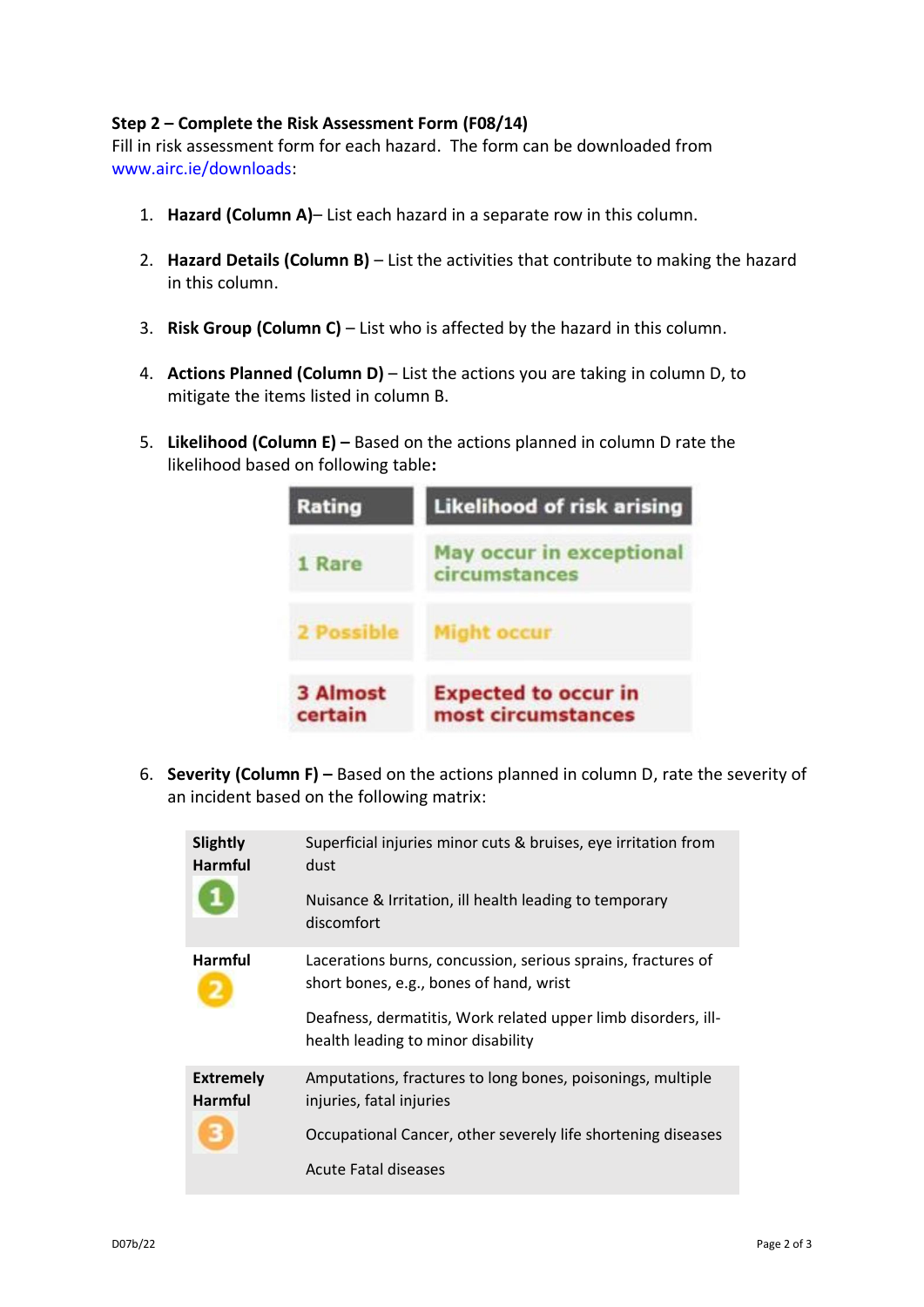**Step 2 – Complete the Risk Assessment Form (F08/14)**

Fill in risk assessment form for each hazard. The form can be downloaded from www.airc.ie/downloads:

1. **Hazard (Column A)**– List each hazard in a separate row in this column.

2. **Hazard Details (Column B)** – List the activities that contribute to making the hazard in this column.

3. **Risk Group (Column C)** – List who is affected by the hazard in this column.

4. **Actions Planned (Column D)** – List the actions you are taking in column D, to mitigate the items listed in column B.

5. **Likelihood (Column E) –** Based on the actions planned in column D rate the likelihood based on following table**:**

| Rating | Likelihood of risk arising |
|---|---|
| 1 Rare | May occur in exceptional circumstances |
| 2 Possible | Might occur |
| 3 Almost certain | Expected to occur in most circumstances |

6. **Severity (Column F) –** Based on the actions planned in column D, rate the severity of an incident based on the following matrix:

| | |
|---|---|
| **Slightly Harmful** 1 | Superficial injuries minor cuts & bruises, eye irritation from dust<br><br>Nuisance & Irritation, ill health leading to temporary discomfort |
| **Harmful** 2 | Lacerations burns, concussion, serious sprains, fractures of short bones, e.g., bones of hand, wrist<br><br>Deafness, dermatitis, Work related upper limb disorders, ill-health leading to minor disability |
| **Extremely Harmful** 3 | Amputations, fractures to long bones, poisonings, multiple injuries, fatal injuries<br><br>Occupational Cancer, other severely life shortening diseases<br><br>Acute Fatal diseases |

D07b/22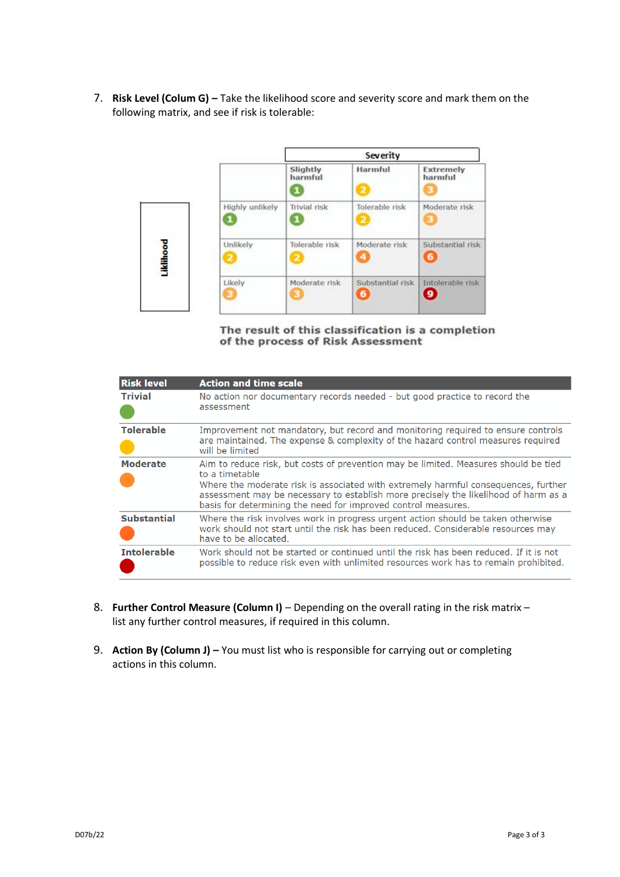7. **Risk Level (Colum G) –** Take the likelihood score and severity score and mark them on the following matrix, and see if risk is tolerable:

| Likelihood | Severity: Slightly harmful 1 | Severity: Harmful 2 | Severity: Extremely harmful 3 |
|---|---|---|---|
| Highly unlikely 1 | Trivial risk 1 | Tolerable risk 2 | Moderate risk 3 |
| Unlikely 2 | Tolerable risk 2 | Moderate risk 4 | Substantial risk 6 |
| Likely 3 | Moderate risk 3 | Substantial risk 6 | Intolerable risk 9 |

**The result of this classification is a completion of the process of Risk Assessment**

| Risk level | Action and time scale |
|---|---|
| **Trivial** | No action nor documentary records needed - but good practice to record the assessment |
| **Tolerable** | Improvement not mandatory, but record and monitoring required to ensure controls are maintained. The expense & complexity of the hazard control measures required will be limited |
| **Moderate** | Aim to reduce risk, but costs of prevention may be limited. Measures should be tied to a timetable<br>Where the moderate risk is associated with extremely harmful consequences, further assessment may be necessary to establish more precisely the likelihood of harm as a basis for determining the need for improved control measures. |
| **Substantial** | Where the risk involves work in progress urgent action should be taken otherwise work should not start until the risk has been reduced. Considerable resources may have to be allocated. |
| **Intolerable** | Work should not be started or continued until the risk has been reduced. If it is not possible to reduce risk even with unlimited resources work has to remain prohibited. |

8. **Further Control Measure (Column I)** – Depending on the overall rating in the risk matrix – list any further control measures, if required in this column.

9. **Action By (Column J) –** You must list who is responsible for carrying out or completing actions in this column.

D07b/22